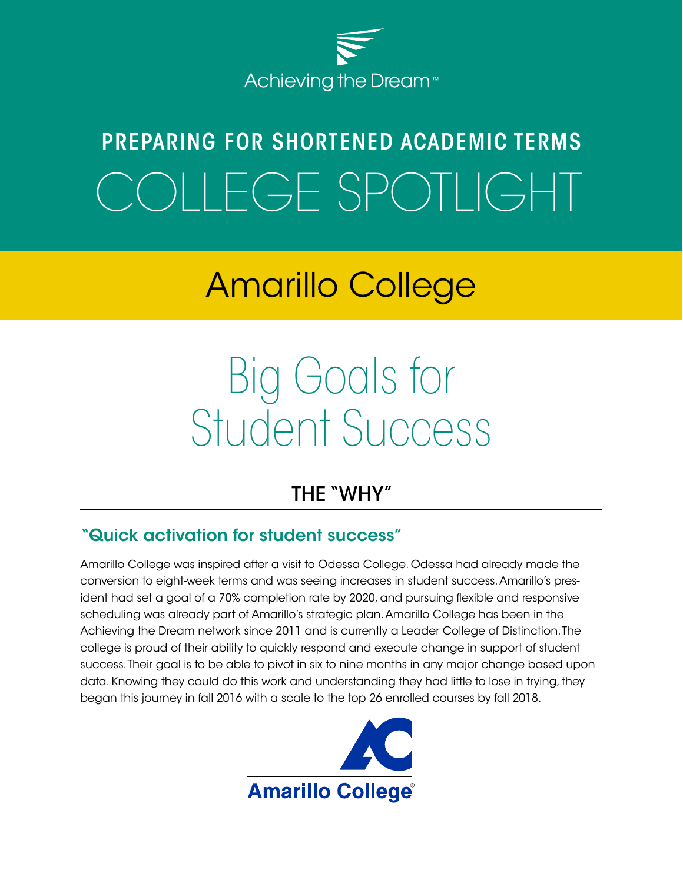Achieving the Dream™

# PREPARING FOR SHORTENED ACADEMIC TERMS

# COLLEGE SPOTLIGHT

## Amarillo College

# Big Goals for Student Success

## THE "WHY"

### "Quick activation for student success"

Amarillo College was inspired after a visit to Odessa College. Odessa had already made the conversion to eight-week terms and was seeing increases in student success. Amarillo's president had set a goal of a 70% completion rate by 2020, and pursuing flexible and responsive scheduling was already part of Amarillo's strategic plan. Amarillo College has been in the Achieving the Dream network since 2011 and is currently a Leader College of Distinction. The college is proud of their ability to quickly respond and execute change in support of student success. Their goal is to be able to pivot in six to nine months in any major change based upon data. Knowing they could do this work and understanding they had little to lose in trying, they began this journey in fall 2016 with a scale to the top 26 enrolled courses by fall 2018.

Amarillo College®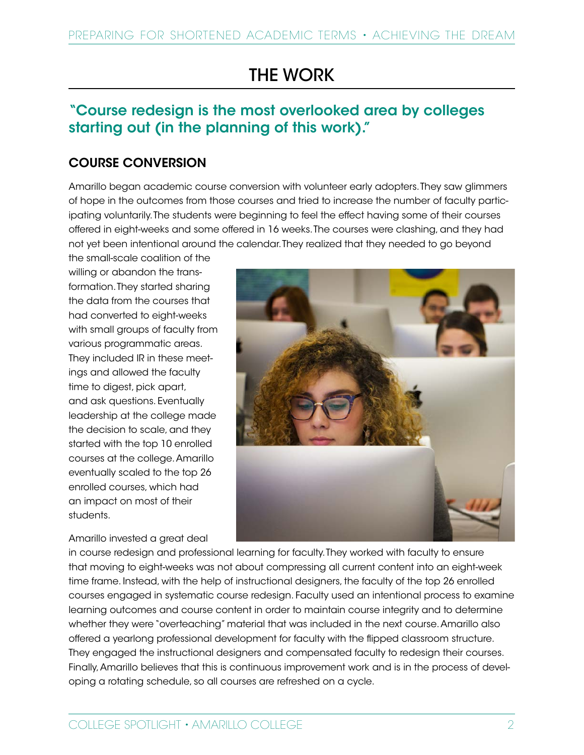# THE WORK

## "Course redesign is the most overlooked area by colleges starting out (in the planning of this work)."

### COURSE CONVERSION

Amarillo began academic course conversion with volunteer early adopters. They saw glimmers of hope in the outcomes from those courses and tried to increase the number of faculty participating voluntarily. The students were beginning to feel the effect having some of their courses offered in eight-weeks and some offered in 16 weeks. The courses were clashing, and they had not yet been intentional around the calendar. They realized that they needed to go beyond the small-scale coalition of the willing or abandon the transformation. They started sharing the data from the courses that had converted to eight-weeks with small groups of faculty from various programmatic areas. They included IR in these meetings and allowed the faculty time to digest, pick apart, and ask questions. Eventually leadership at the college made the decision to scale, and they started with the top 10 enrolled courses at the college. Amarillo eventually scaled to the top 26 enrolled courses, which had an impact on most of their students.

Amarillo invested a great deal in course redesign and professional learning for faculty. They worked with faculty to ensure that moving to eight-weeks was not about compressing all current content into an eight-week time frame. Instead, with the help of instructional designers, the faculty of the top 26 enrolled courses engaged in systematic course redesign. Faculty used an intentional process to examine learning outcomes and course content in order to maintain course integrity and to determine whether they were "overteaching" material that was included in the next course. Amarillo also offered a yearlong professional development for faculty with the flipped classroom structure. They engaged the instructional designers and compensated faculty to redesign their courses. Finally, Amarillo believes that this is continuous improvement work and is in the process of developing a rotating schedule, so all courses are refreshed on a cycle.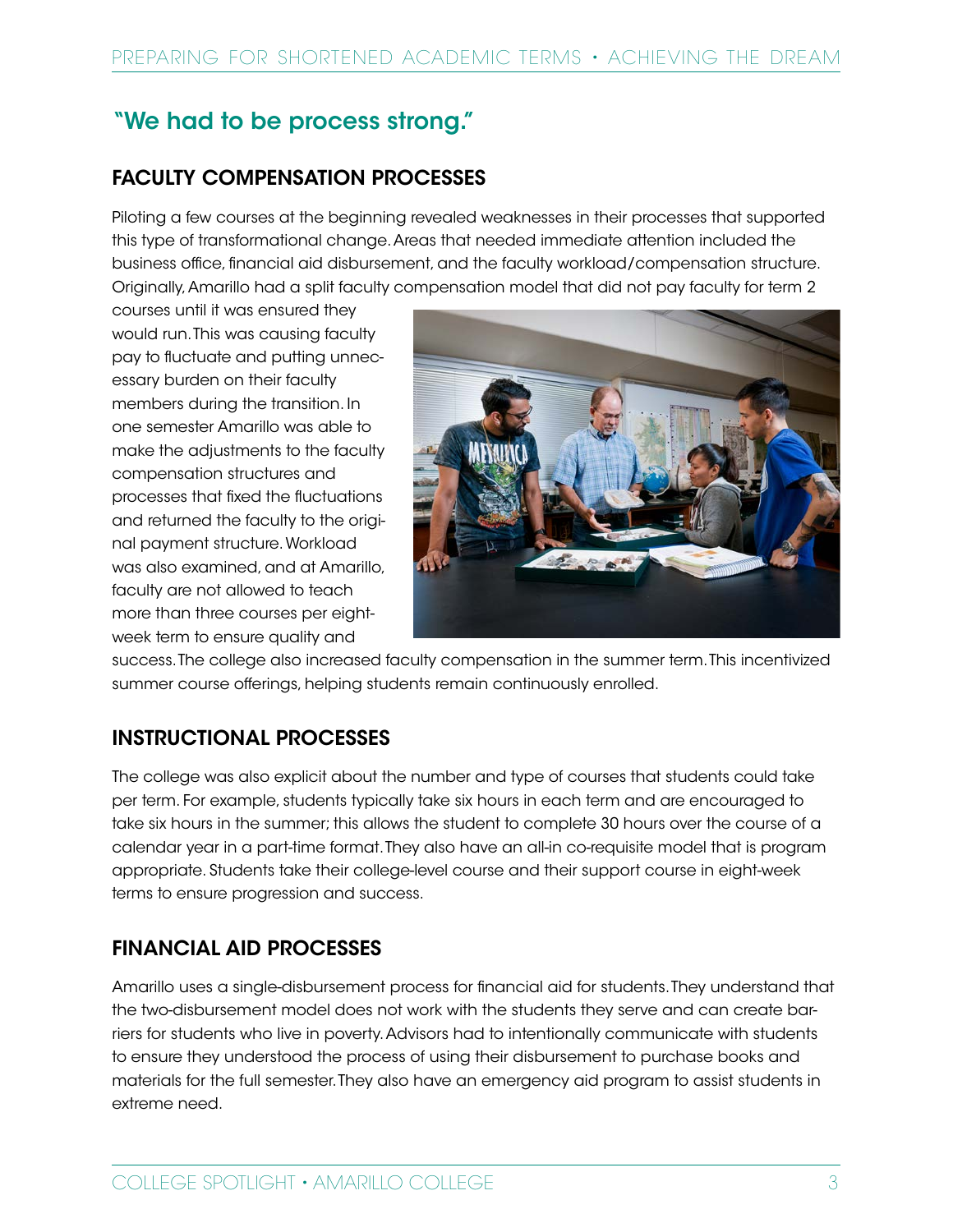## "We had to be process strong."

### FACULTY COMPENSATION PROCESSES

Piloting a few courses at the beginning revealed weaknesses in their processes that supported this type of transformational change. Areas that needed immediate attention included the business office, financial aid disbursement, and the faculty workload/compensation structure. Originally, Amarillo had a split faculty compensation model that did not pay faculty for term 2 courses until it was ensured they would run. This was causing faculty pay to fluctuate and putting unnecessary burden on their faculty members during the transition. In one semester Amarillo was able to make the adjustments to the faculty compensation structures and processes that fixed the fluctuations and returned the faculty to the original payment structure. Workload was also examined, and at Amarillo, faculty are not allowed to teach more than three courses per eight-week term to ensure quality and success. The college also increased faculty compensation in the summer term. This incentivized summer course offerings, helping students remain continuously enrolled.

### INSTRUCTIONAL PROCESSES

The college was also explicit about the number and type of courses that students could take per term. For example, students typically take six hours in each term and are encouraged to take six hours in the summer; this allows the student to complete 30 hours over the course of a calendar year in a part-time format. They also have an all-in co-requisite model that is program appropriate. Students take their college-level course and their support course in eight-week terms to ensure progression and success.

### FINANCIAL AID PROCESSES

Amarillo uses a single-disbursement process for financial aid for students. They understand that the two-disbursement model does not work with the students they serve and can create barriers for students who live in poverty. Advisors had to intentionally communicate with students to ensure they understood the process of using their disbursement to purchase books and materials for the full semester. They also have an emergency aid program to assist students in extreme need.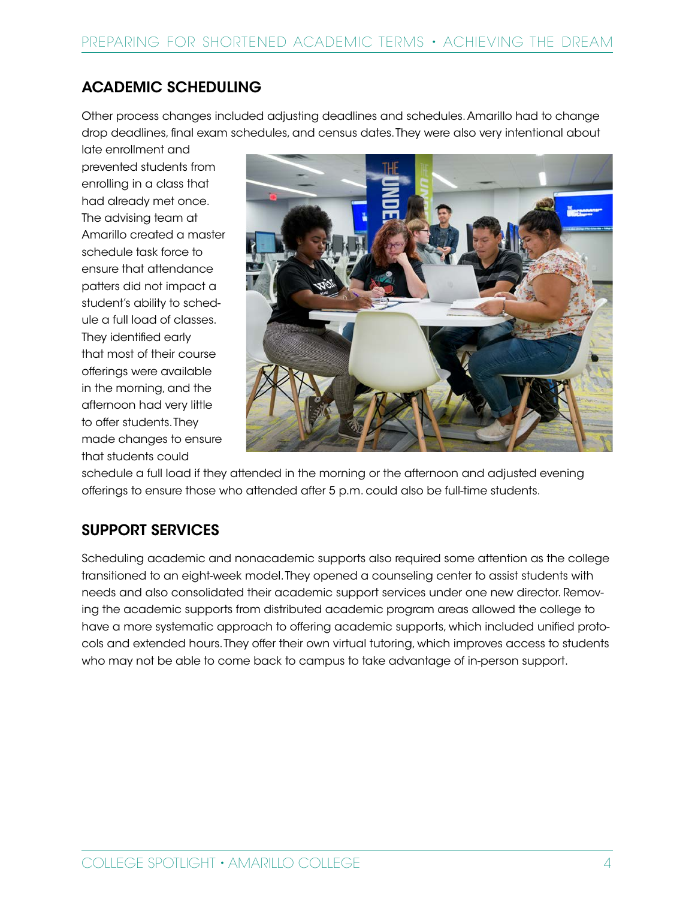## ACADEMIC SCHEDULING

Other process changes included adjusting deadlines and schedules. Amarillo had to change drop deadlines, final exam schedules, and census dates. They were also very intentional about late enrollment and prevented students from enrolling in a class that had already met once. The advising team at Amarillo created a master schedule task force to ensure that attendance patters did not impact a student's ability to schedule a full load of classes. They identified early that most of their course offerings were available in the morning, and the afternoon had very little to offer students. They made changes to ensure that students could schedule a full load if they attended in the morning or the afternoon and adjusted evening offerings to ensure those who attended after 5 p.m. could also be full-time students.

## SUPPORT SERVICES

Scheduling academic and nonacademic supports also required some attention as the college transitioned to an eight-week model. They opened a counseling center to assist students with needs and also consolidated their academic support services under one new director. Removing the academic supports from distributed academic program areas allowed the college to have a more systematic approach to offering academic supports, which included unified protocols and extended hours. They offer their own virtual tutoring, which improves access to students who may not be able to come back to campus to take advantage of in-person support.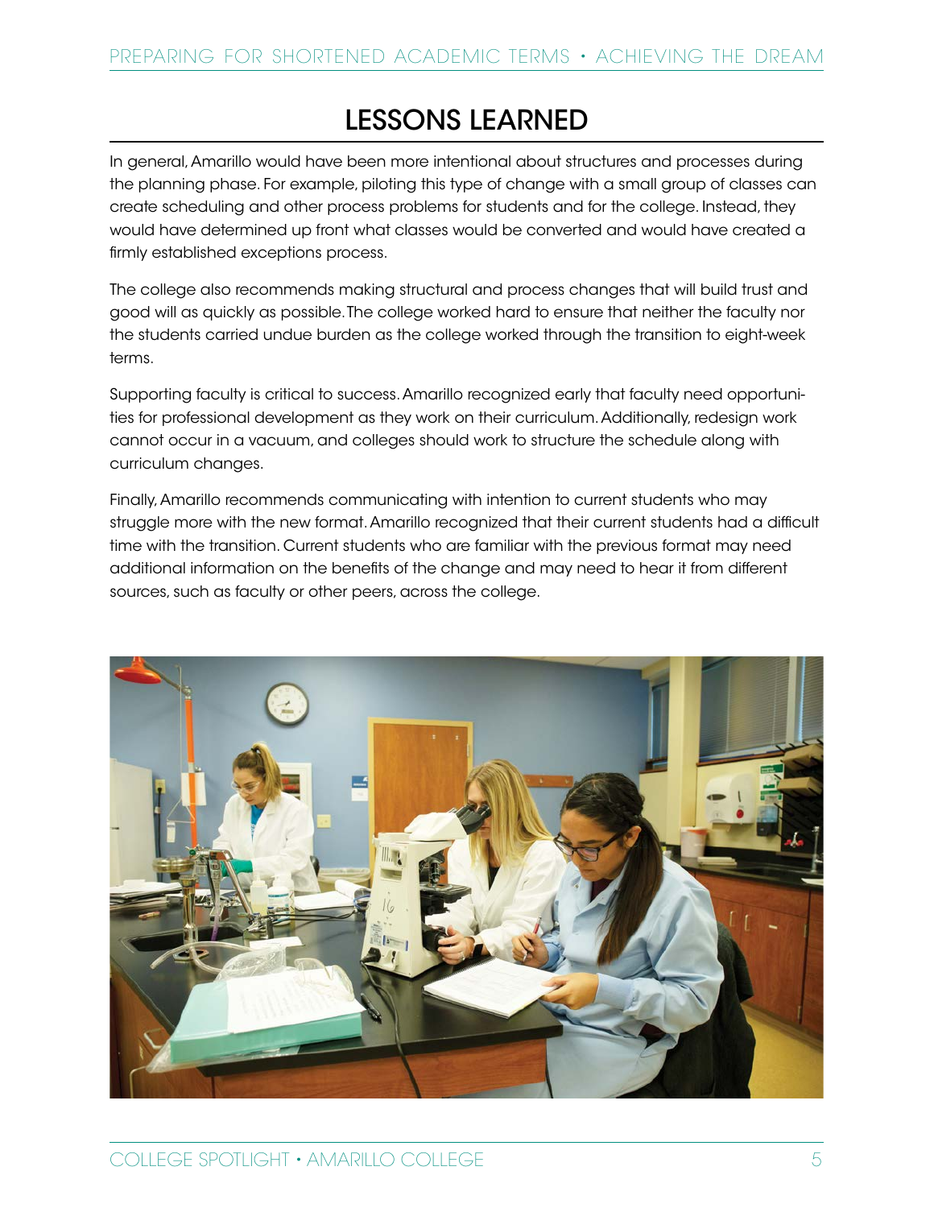# LESSONS LEARNED

In general, Amarillo would have been more intentional about structures and processes during the planning phase. For example, piloting this type of change with a small group of classes can create scheduling and other process problems for students and for the college. Instead, they would have determined up front what classes would be converted and would have created a firmly established exceptions process.

The college also recommends making structural and process changes that will build trust and good will as quickly as possible. The college worked hard to ensure that neither the faculty nor the students carried undue burden as the college worked through the transition to eight-week terms.

Supporting faculty is critical to success. Amarillo recognized early that faculty need opportunities for professional development as they work on their curriculum. Additionally, redesign work cannot occur in a vacuum, and colleges should work to structure the schedule along with curriculum changes.

Finally, Amarillo recommends communicating with intention to current students who may struggle more with the new format. Amarillo recognized that their current students had a difficult time with the transition. Current students who are familiar with the previous format may need additional information on the benefits of the change and may need to hear it from different sources, such as faculty or other peers, across the college.